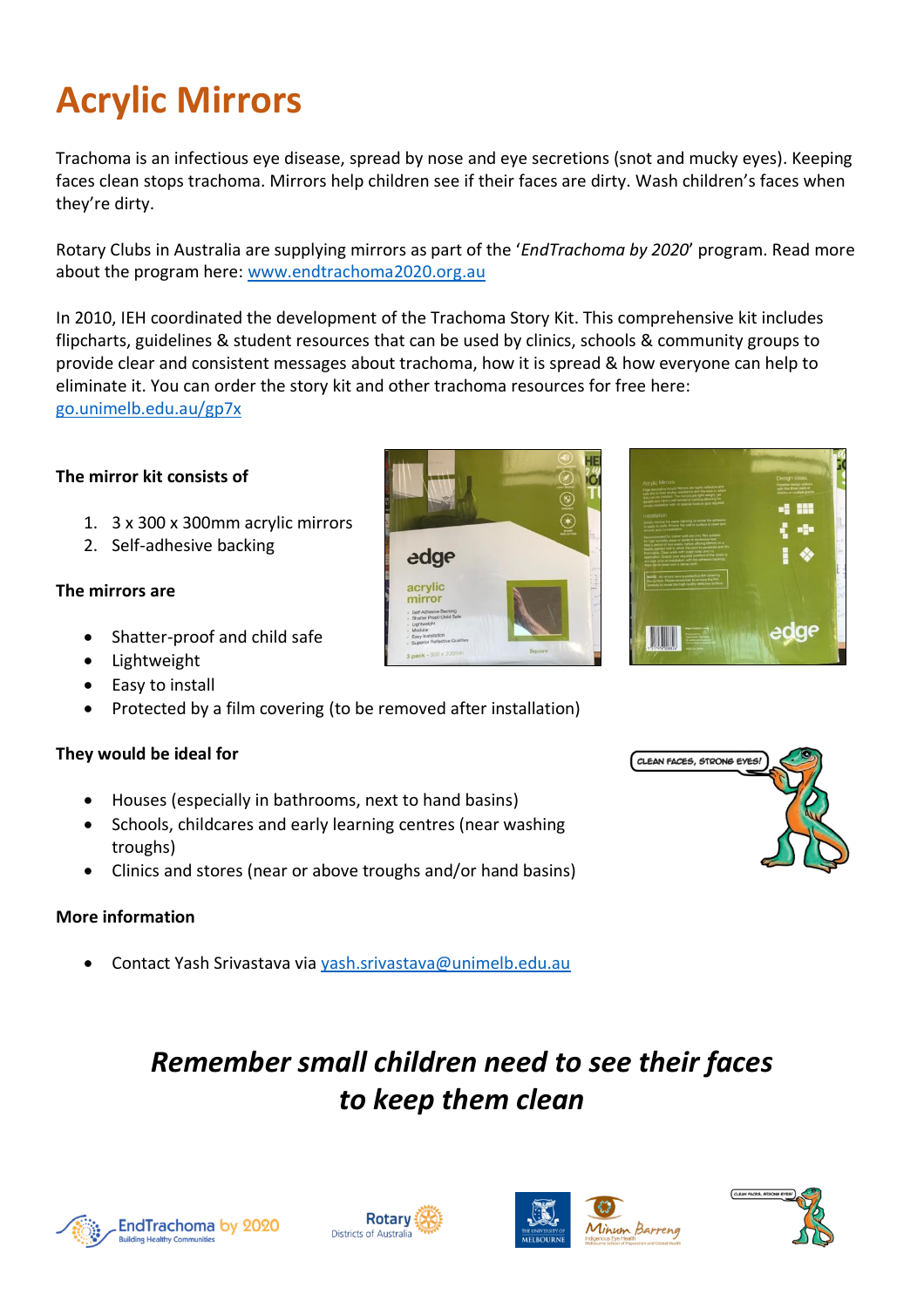# Acrylic Mirrors

Trachoma is an infectious eye disease, spread by nose and eye secretions (snot and mucky eyes). Keeping faces clean stops trachoma. Mirrors help children see if their faces are dirty. Wash children's faces when they're dirty.

Rotary Clubs in Australia are supplying mirrors as part of the '*EndTrachoma by 2020*' program. Read more about the program here: [www.endtrachoma2020.org.au](http://www.endtrachoma2020.org.au)

In 2010, IEH coordinated the development of the Trachoma Story Kit. This comprehensive kit includes flipcharts, guidelines & student resources that can be used by clinics, schools & community groups to provide clear and consistent messages about trachoma, how it is spread & how everyone can help to eliminate it. You can order the story kit and other trachoma resources for free here: [go.unimelb.edu.au/gp7x](http://go.unimelb.edu.au/gp7x)

**The mirror kit consists of**

1. 3 x 300 x 300mm acrylic mirrors
2. Self-adhesive backing

**The mirrors are**

- Shatter-proof and child safe
- Lightweight
- Easy to install
- Protected by a film covering (to be removed after installation)

**They would be ideal for**

- Houses (especially in bathrooms, next to hand basins)
- Schools, childcares and early learning centres (near washing troughs)
- Clinics and stores (near or above troughs and/or hand basins)

**More information**

- Contact Yash Srivastava via [yash.srivastava@unimelb.edu.au](mailto:yash.srivastava@unimelb.edu.au)

***Remember small children need to see their faces to keep them clean***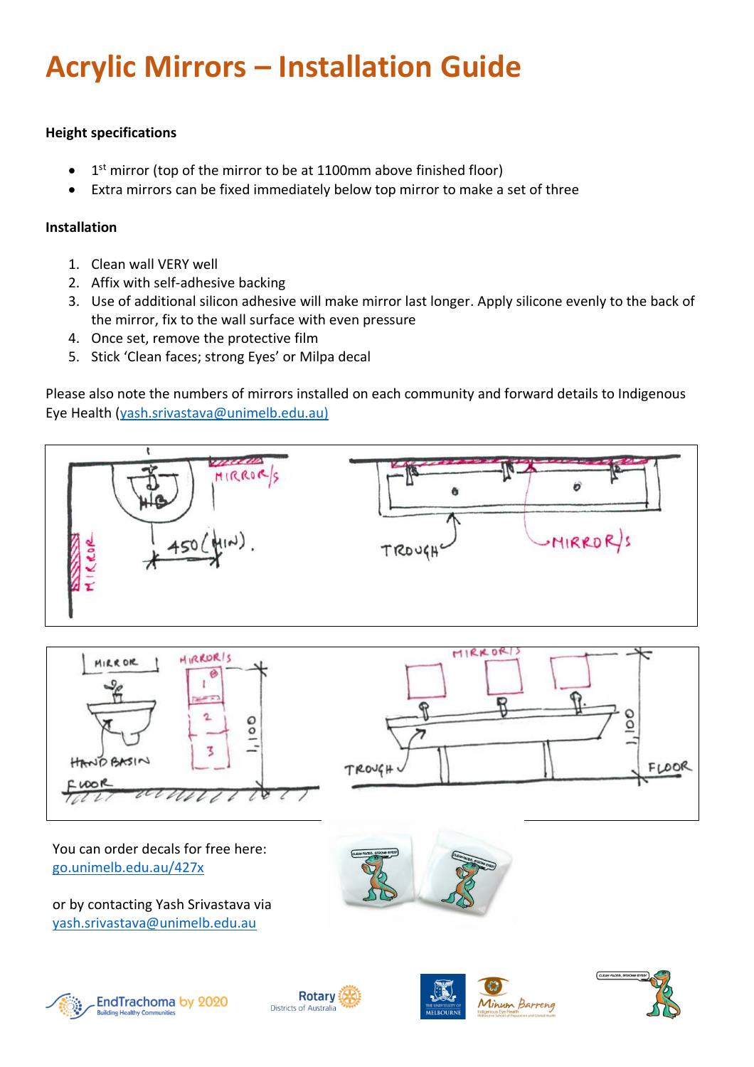# Acrylic Mirrors – Installation Guide

**Height specifications**

- 1st mirror (top of the mirror to be at 1100mm above finished floor)
- Extra mirrors can be fixed immediately below top mirror to make a set of three

**Installation**

1. Clean wall VERY well
2. Affix with self-adhesive backing
3. Use of additional silicon adhesive will make mirror last longer. Apply silicone evenly to the back of the mirror, fix to the wall surface with even pressure
4. Once set, remove the protective film
5. Stick 'Clean faces; strong Eyes' or Milpa decal

Please also note the numbers of mirrors installed on each community and forward details to Indigenous Eye Health (yash.srivastava@unimelb.edu.au)

MIRROR/S
MIRROR
450 (MIN).
TROUGH
MIRROR/S

MIRROR
MIRROR/S
1
2
3
1100
HAND BASIN
FLOOR
MIRROR/S
1100
TROUGH
FLOOR

You can order decals for free here: go.unimelb.edu.au/427x

or by contacting Yash Srivastava via yash.srivastava@unimelb.edu.au

EndTrachoma by 2020 Building Healthy Communities
Rotary Districts of Australia
The University of Melbourne
Minum Barreng Indigenous Eye Health